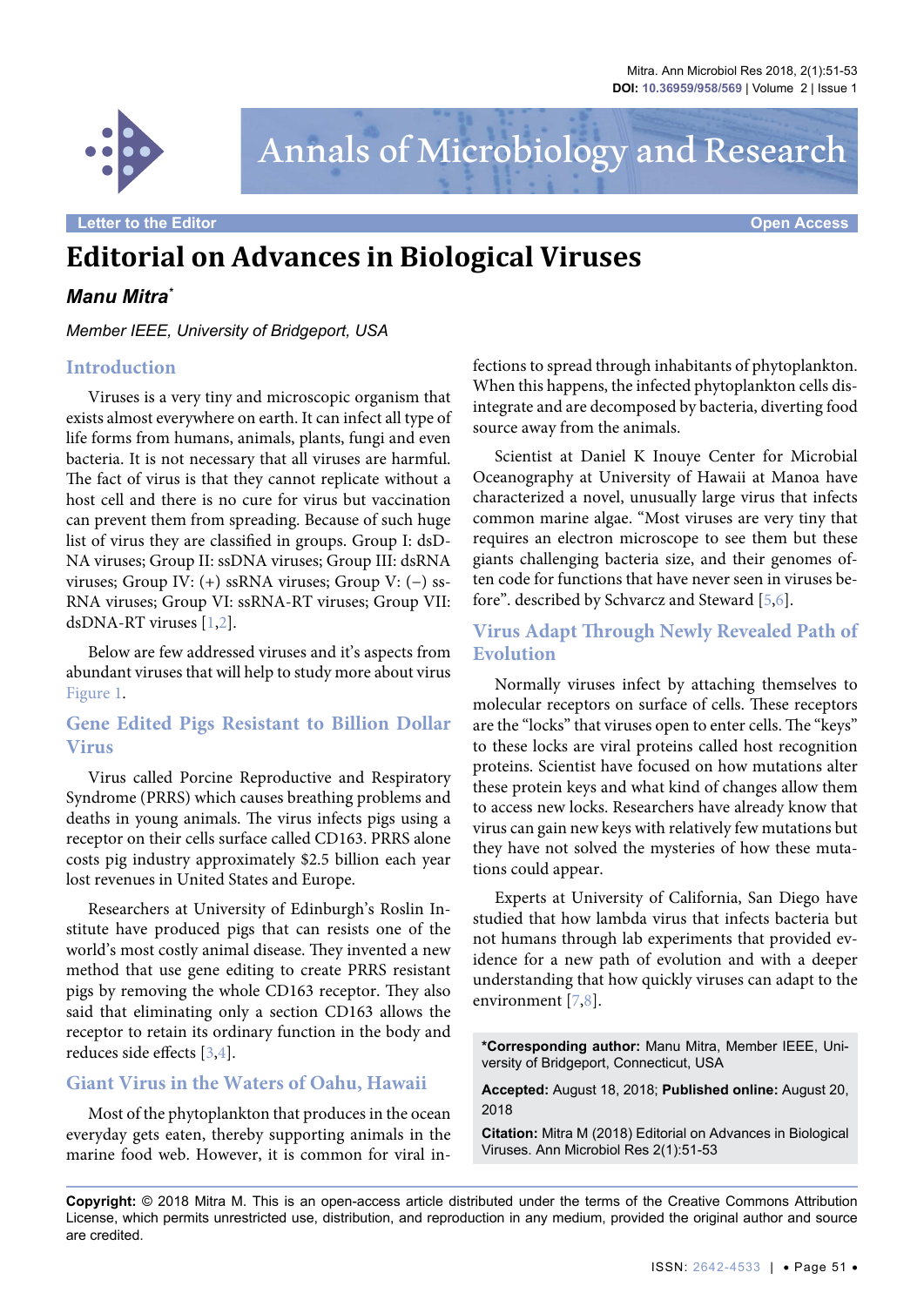Letter to the Editor

Open Access

# Editorial on Advances in Biological Viruses

***Manu Mitra****

*Member IEEE, University of Bridgeport, USA*

## Introduction

Viruses is a very tiny and microscopic organism that exists almost everywhere on earth. It can infect all type of life forms from humans, animals, plants, fungi and even bacteria. It is not necessary that all viruses are harmful. The fact of virus is that they cannot replicate without a host cell and there is no cure for virus but vaccination can prevent them from spreading. Because of such huge list of virus they are classified in groups. Group I: dsDNA viruses; Group II: ssDNA viruses; Group III: dsRNA viruses; Group IV: (+) ssRNA viruses; Group V: (−) ssRNA viruses; Group VI: ssRNA-RT viruses; Group VII: dsDNA-RT viruses [1,2].

Below are few addressed viruses and it's aspects from abundant viruses that will help to study more about virus Figure 1.

## Gene Edited Pigs Resistant to Billion Dollar Virus

Virus called Porcine Reproductive and Respiratory Syndrome (PRRS) which causes breathing problems and deaths in young animals. The virus infects pigs using a receptor on their cells surface called CD163. PRRS alone costs pig industry approximately $2.5 billion each year lost revenues in United States and Europe.

Researchers at University of Edinburgh's Roslin Institute have produced pigs that can resists one of the world's most costly animal disease. They invented a new method that use gene editing to create PRRS resistant pigs by removing the whole CD163 receptor. They also said that eliminating only a section CD163 allows the receptor to retain its ordinary function in the body and reduces side effects [3,4].

## Giant Virus in the Waters of Oahu, Hawaii

Most of the phytoplankton that produces in the ocean everyday gets eaten, thereby supporting animals in the marine food web. However, it is common for viral infections to spread through inhabitants of phytoplankton. When this happens, the infected phytoplankton cells disintegrate and are decomposed by bacteria, diverting food source away from the animals.

Scientist at Daniel K Inouye Center for Microbial Oceanography at University of Hawaii at Manoa have characterized a novel, unusually large virus that infects common marine algae. "Most viruses are very tiny that requires an electron microscope to see them but these giants challenging bacteria size, and their genomes often code for functions that have never seen in viruses before". described by Schvarcz and Steward [5,6].

## Virus Adapt Through Newly Revealed Path of Evolution

Normally viruses infect by attaching themselves to molecular receptors on surface of cells. These receptors are the "locks" that viruses open to enter cells. The "keys" to these locks are viral proteins called host recognition proteins. Scientist have focused on how mutations alter these protein keys and what kind of changes allow them to access new locks. Researchers have already know that virus can gain new keys with relatively few mutations but they have not solved the mysteries of how these mutations could appear.

Experts at University of California, San Diego have studied that how lambda virus that infects bacteria but not humans through lab experiments that provided evidence for a new path of evolution and with a deeper understanding that how quickly viruses can adapt to the environment [7,8].

**\*Corresponding author:** Manu Mitra, Member IEEE, University of Bridgeport, Connecticut, USA

**Accepted:** August 18, 2018; **Published online:** August 20, 2018

**Citation:** Mitra M (2018) Editorial on Advances in Biological Viruses. Ann Microbiol Res 2(1):51-53

**Copyright:** © 2018 Mitra M. This is an open-access article distributed under the terms of the Creative Commons Attribution License, which permits unrestricted use, distribution, and reproduction in any medium, provided the original author and source are credited.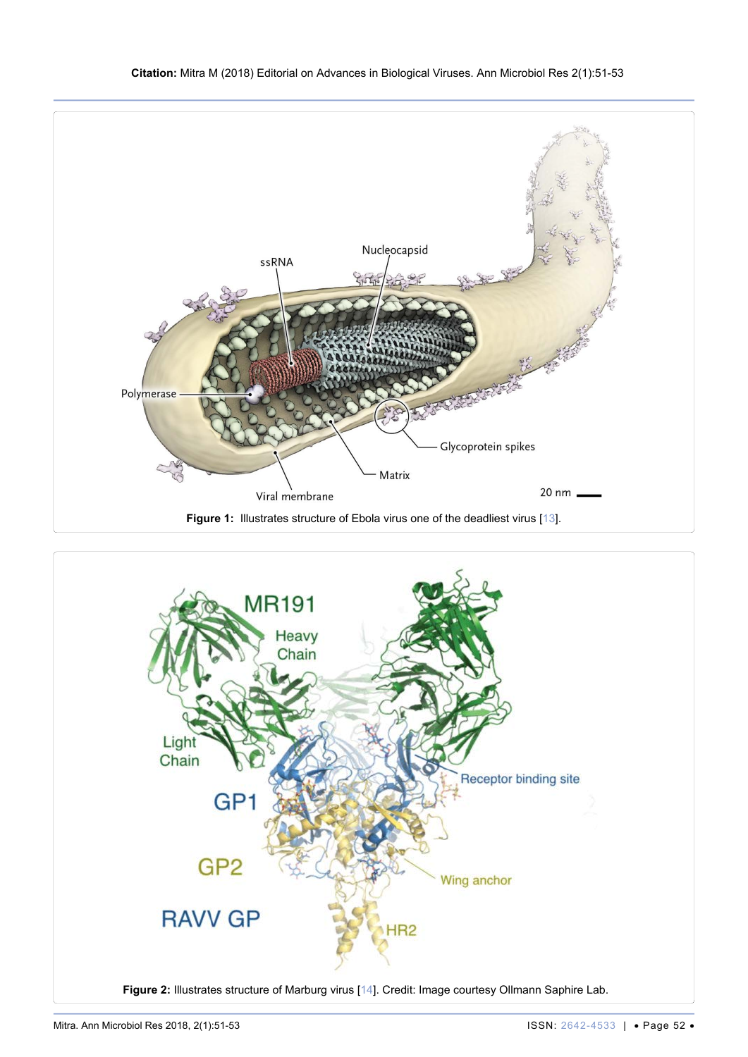**Figure 1:** Illustrates structure of Ebola virus one of the deadliest virus [13].

**Figure 2:** Illustrates structure of Marburg virus [14]. Credit: Image courtesy Ollmann Saphire Lab.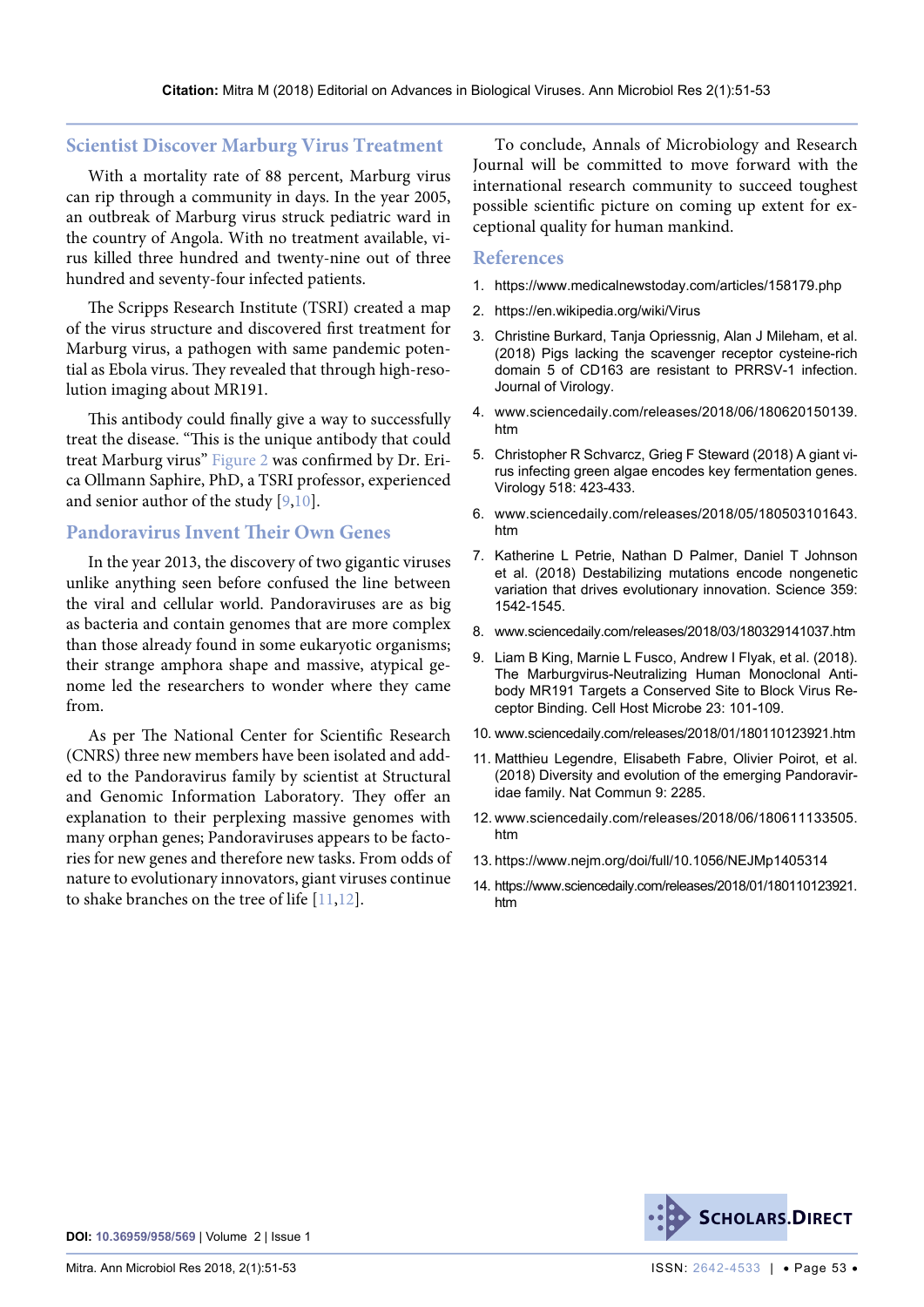## Scientist Discover Marburg Virus Treatment

With a mortality rate of 88 percent, Marburg virus can rip through a community in days. In the year 2005, an outbreak of Marburg virus struck pediatric ward in the country of Angola. With no treatment available, virus killed three hundred and twenty-nine out of three hundred and seventy-four infected patients.

The Scripps Research Institute (TSRI) created a map of the virus structure and discovered first treatment for Marburg virus, a pathogen with same pandemic potential as Ebola virus. They revealed that through high-resolution imaging about MR191.

This antibody could finally give a way to successfully treat the disease. "This is the unique antibody that could treat Marburg virus" Figure 2 was confirmed by Dr. Erica Ollmann Saphire, PhD, a TSRI professor, experienced and senior author of the study [9,10].

## Pandoravirus Invent Their Own Genes

In the year 2013, the discovery of two gigantic viruses unlike anything seen before confused the line between the viral and cellular world. Pandoraviruses are as big as bacteria and contain genomes that are more complex than those already found in some eukaryotic organisms; their strange amphora shape and massive, atypical genome led the researchers to wonder where they came from.

As per The National Center for Scientific Research (CNRS) three new members have been isolated and added to the Pandoravirus family by scientist at Structural and Genomic Information Laboratory. They offer an explanation to their perplexing massive genomes with many orphan genes; Pandoraviruses appears to be factories for new genes and therefore new tasks. From odds of nature to evolutionary innovators, giant viruses continue to shake branches on the tree of life [11,12].

To conclude, Annals of Microbiology and Research Journal will be committed to move forward with the international research community to succeed toughest possible scientific picture on coming up extent for exceptional quality for human mankind.

## References

1. https://www.medicalnewstoday.com/articles/158179.php
2. https://en.wikipedia.org/wiki/Virus
3. Christine Burkard, Tanja Opriessnig, Alan J Mileham, et al. (2018) Pigs lacking the scavenger receptor cysteine-rich domain 5 of CD163 are resistant to PRRSV-1 infection. Journal of Virology.
4. www.sciencedaily.com/releases/2018/06/180620150139.htm
5. Christopher R Schvarcz, Grieg F Steward (2018) A giant virus infecting green algae encodes key fermentation genes. Virology 518: 423-433.
6. www.sciencedaily.com/releases/2018/05/180503101643.htm
7. Katherine L Petrie, Nathan D Palmer, Daniel T Johnson et al. (2018) Destabilizing mutations encode nongenetic variation that drives evolutionary innovation. Science 359: 1542-1545.
8. www.sciencedaily.com/releases/2018/03/180329141037.htm
9. Liam B King, Marnie L Fusco, Andrew I Flyak, et al. (2018). The Marburgvirus-Neutralizing Human Monoclonal Antibody MR191 Targets a Conserved Site to Block Virus Receptor Binding. Cell Host Microbe 23: 101-109.
10. www.sciencedaily.com/releases/2018/01/180110123921.htm
11. Matthieu Legendre, Elisabeth Fabre, Olivier Poirot, et al. (2018) Diversity and evolution of the emerging Pandoraviridae family. Nat Commun 9: 2285.
12. www.sciencedaily.com/releases/2018/06/180611133505.htm
13. https://www.nejm.org/doi/full/10.1056/NEJMp1405314
14. https://www.sciencedaily.com/releases/2018/01/180110123921.htm